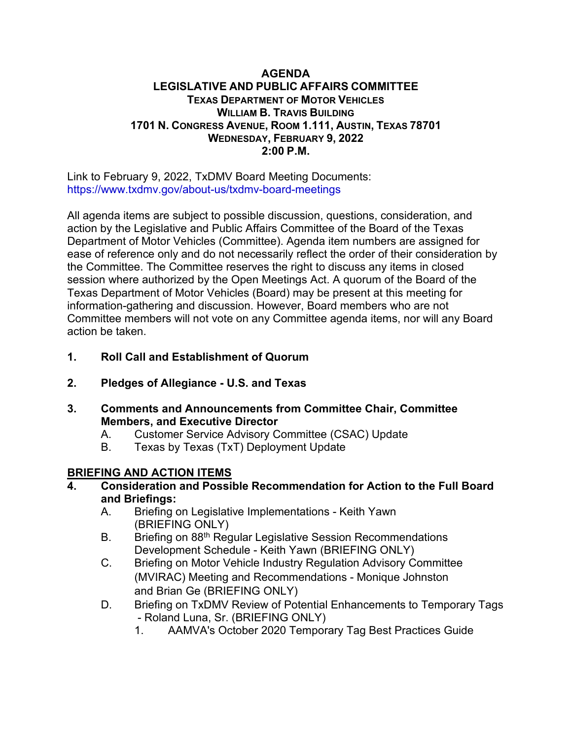# AGENDA

## LEGISLATIVE AND PUBLIC AFFAIRS COMMITTEE

**TEXAS DEPARTMENT OF MOTOR VEHICLES**
**WILLIAM B. TRAVIS BUILDING**
**1701 N. CONGRESS AVENUE, ROOM 1.111, AUSTIN, TEXAS 78701**
**WEDNESDAY, FEBRUARY 9, 2022**
**2:00 P.M.**

Link to February 9, 2022, TxDMV Board Meeting Documents:
https://www.txdmv.gov/about-us/txdmv-board-meetings

All agenda items are subject to possible discussion, questions, consideration, and action by the Legislative and Public Affairs Committee of the Board of the Texas Department of Motor Vehicles (Committee). Agenda item numbers are assigned for ease of reference only and do not necessarily reflect the order of their consideration by the Committee. The Committee reserves the right to discuss any items in closed session where authorized by the Open Meetings Act. A quorum of the Board of the Texas Department of Motor Vehicles (Board) may be present at this meeting for information-gathering and discussion. However, Board members who are not Committee members will not vote on any Committee agenda items, nor will any Board action be taken.

1. **Roll Call and Establishment of Quorum**

2. **Pledges of Allegiance - U.S. and Texas**

3. **Comments and Announcements from Committee Chair, Committee Members, and Executive Director**
   - A. Customer Service Advisory Committee (CSAC) Update
   - B. Texas by Texas (TxT) Deployment Update

**BRIEFING AND ACTION ITEMS**

4. **Consideration and Possible Recommendation for Action to the Full Board and Briefings:**
   - A. Briefing on Legislative Implementations - Keith Yawn (BRIEFING ONLY)
   - B. Briefing on 88th Regular Legislative Session Recommendations Development Schedule - Keith Yawn (BRIEFING ONLY)
   - C. Briefing on Motor Vehicle Industry Regulation Advisory Committee (MVIRAC) Meeting and Recommendations - Monique Johnston and Brian Ge (BRIEFING ONLY)
   - D. Briefing on TxDMV Review of Potential Enhancements to Temporary Tags - Roland Luna, Sr. (BRIEFING ONLY)
     1. AAMVA's October 2020 Temporary Tag Best Practices Guide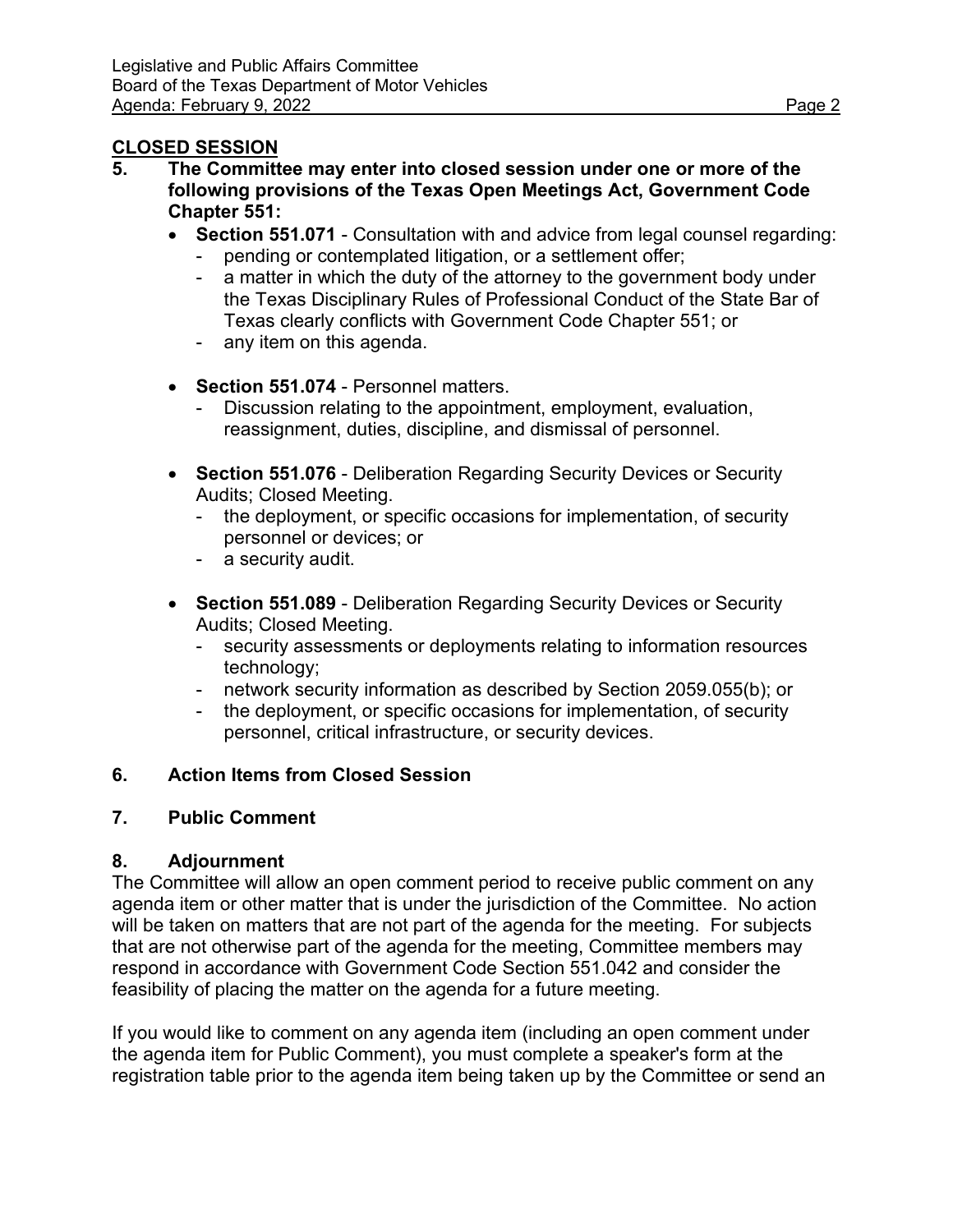## CLOSED SESSION

**5. The Committee may enter into closed session under one or more of the following provisions of the Texas Open Meetings Act, Government Code Chapter 551:**

- **Section 551.071** - Consultation with and advice from legal counsel regarding:
  - pending or contemplated litigation, or a settlement offer;
  - a matter in which the duty of the attorney to the government body under the Texas Disciplinary Rules of Professional Conduct of the State Bar of Texas clearly conflicts with Government Code Chapter 551; or
  - any item on this agenda.

- **Section 551.074** - Personnel matters.
  - Discussion relating to the appointment, employment, evaluation, reassignment, duties, discipline, and dismissal of personnel.

- **Section 551.076** - Deliberation Regarding Security Devices or Security Audits; Closed Meeting.
  - the deployment, or specific occasions for implementation, of security personnel or devices; or
  - a security audit.

- **Section 551.089** - Deliberation Regarding Security Devices or Security Audits; Closed Meeting.
  - security assessments or deployments relating to information resources technology;
  - network security information as described by Section 2059.055(b); or
  - the deployment, or specific occasions for implementation, of security personnel, critical infrastructure, or security devices.

**6. Action Items from Closed Session**

**7. Public Comment**

**8. Adjournment**

The Committee will allow an open comment period to receive public comment on any agenda item or other matter that is under the jurisdiction of the Committee. No action will be taken on matters that are not part of the agenda for the meeting. For subjects that are not otherwise part of the agenda for the meeting, Committee members may respond in accordance with Government Code Section 551.042 and consider the feasibility of placing the matter on the agenda for a future meeting.

If you would like to comment on any agenda item (including an open comment under the agenda item for Public Comment), you must complete a speaker's form at the registration table prior to the agenda item being taken up by the Committee or send an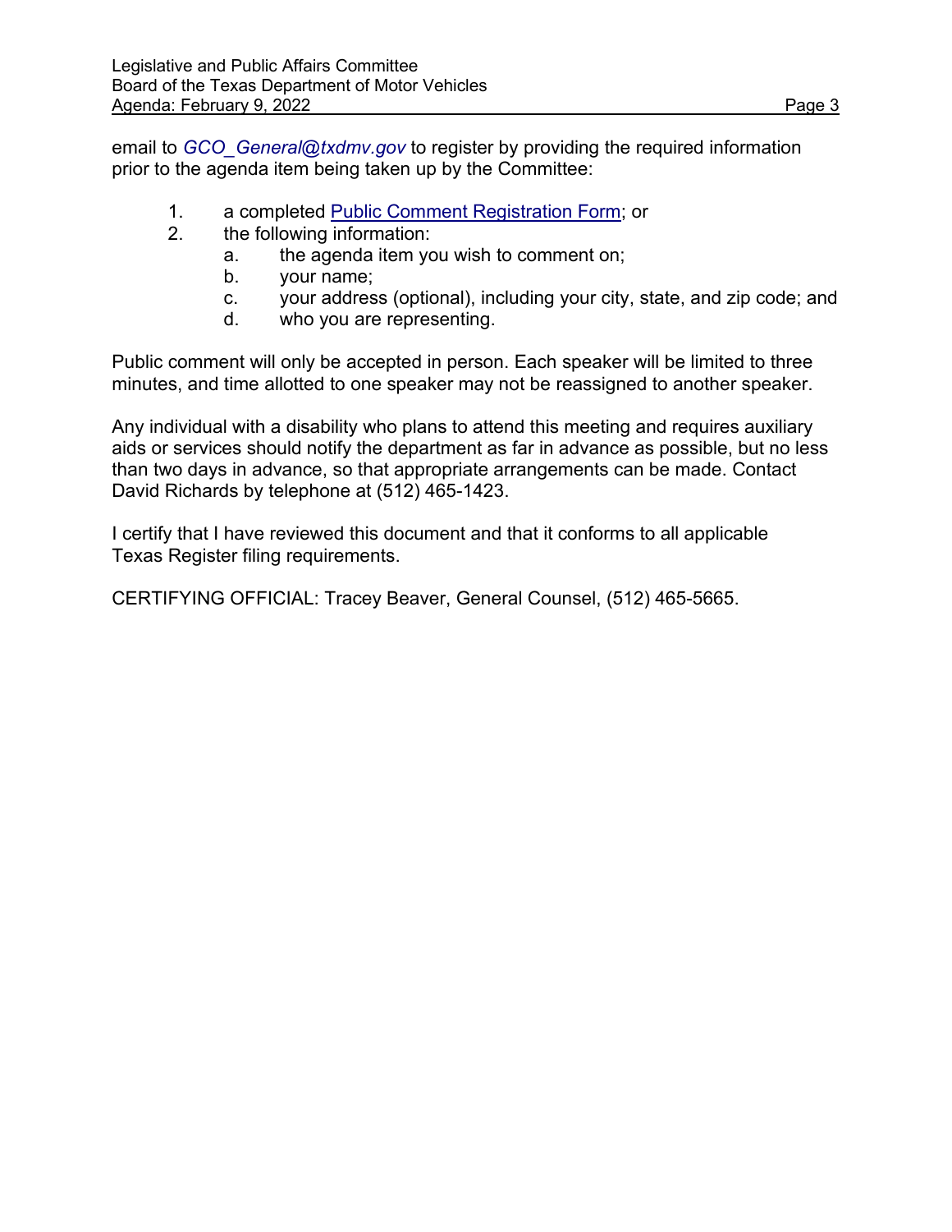email to *GCO_General@txdmv.gov* to register by providing the required information prior to the agenda item being taken up by the Committee:

1. a completed Public Comment Registration Form; or
2. the following information:
   a. the agenda item you wish to comment on;
   b. your name;
   c. your address (optional), including your city, state, and zip code; and
   d. who you are representing.

Public comment will only be accepted in person. Each speaker will be limited to three minutes, and time allotted to one speaker may not be reassigned to another speaker.

Any individual with a disability who plans to attend this meeting and requires auxiliary aids or services should notify the department as far in advance as possible, but no less than two days in advance, so that appropriate arrangements can be made. Contact David Richards by telephone at (512) 465-1423.

I certify that I have reviewed this document and that it conforms to all applicable Texas Register filing requirements.

CERTIFYING OFFICIAL: Tracey Beaver, General Counsel, (512) 465-5665.